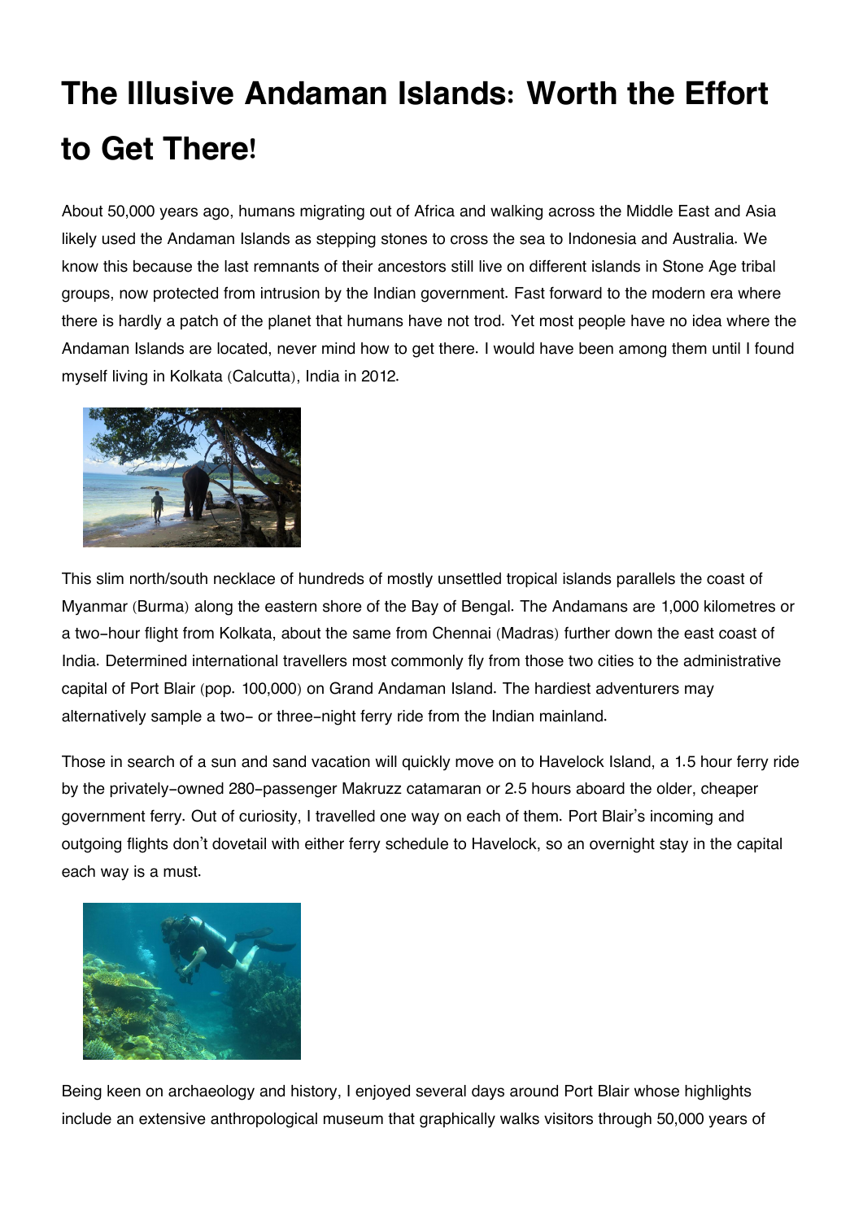# The Illusive Andaman Islands: Worth the Effort to Get There!

About 50,000 years ago, humans migrating out of Africa and walking across the Middle East and Asia likely used the Andaman Islands as stepping stones to cross the sea to Indonesia and Australia. We know this because the last remnants of their ancestors still live on different islands in Stone Age tribal groups, now protected from intrusion by the Indian government. Fast forward to the modern era where there is hardly a patch of the planet that humans have not trod. Yet most people have no idea where the Andaman Islands are located, never mind how to get there. I would have been among them until I found myself living in Kolkata (Calcutta), India in 2012.

This slim north/south necklace of hundreds of mostly unsettled tropical islands parallels the coast of Myanmar (Burma) along the eastern shore of the Bay of Bengal. The Andamans are 1,000 kilometres or a two-hour flight from Kolkata, about the same from Chennai (Madras) further down the east coast of India. Determined international travellers most commonly fly from those two cities to the administrative capital of Port Blair (pop. 100,000) on Grand Andaman Island. The hardiest adventurers may alternatively sample a two- or three-night ferry ride from the Indian mainland.

Those in search of a sun and sand vacation will quickly move on to Havelock Island, a 1.5 hour ferry ride by the privately-owned 280-passenger Makruzz catamaran or 2.5 hours aboard the older, cheaper government ferry. Out of curiosity, I travelled one way on each of them. Port Blair's incoming and outgoing flights don't dovetail with either ferry schedule to Havelock, so an overnight stay in the capital each way is a must.

Being keen on archaeology and history, I enjoyed several days around Port Blair whose highlights include an extensive anthropological museum that graphically walks visitors through 50,000 years of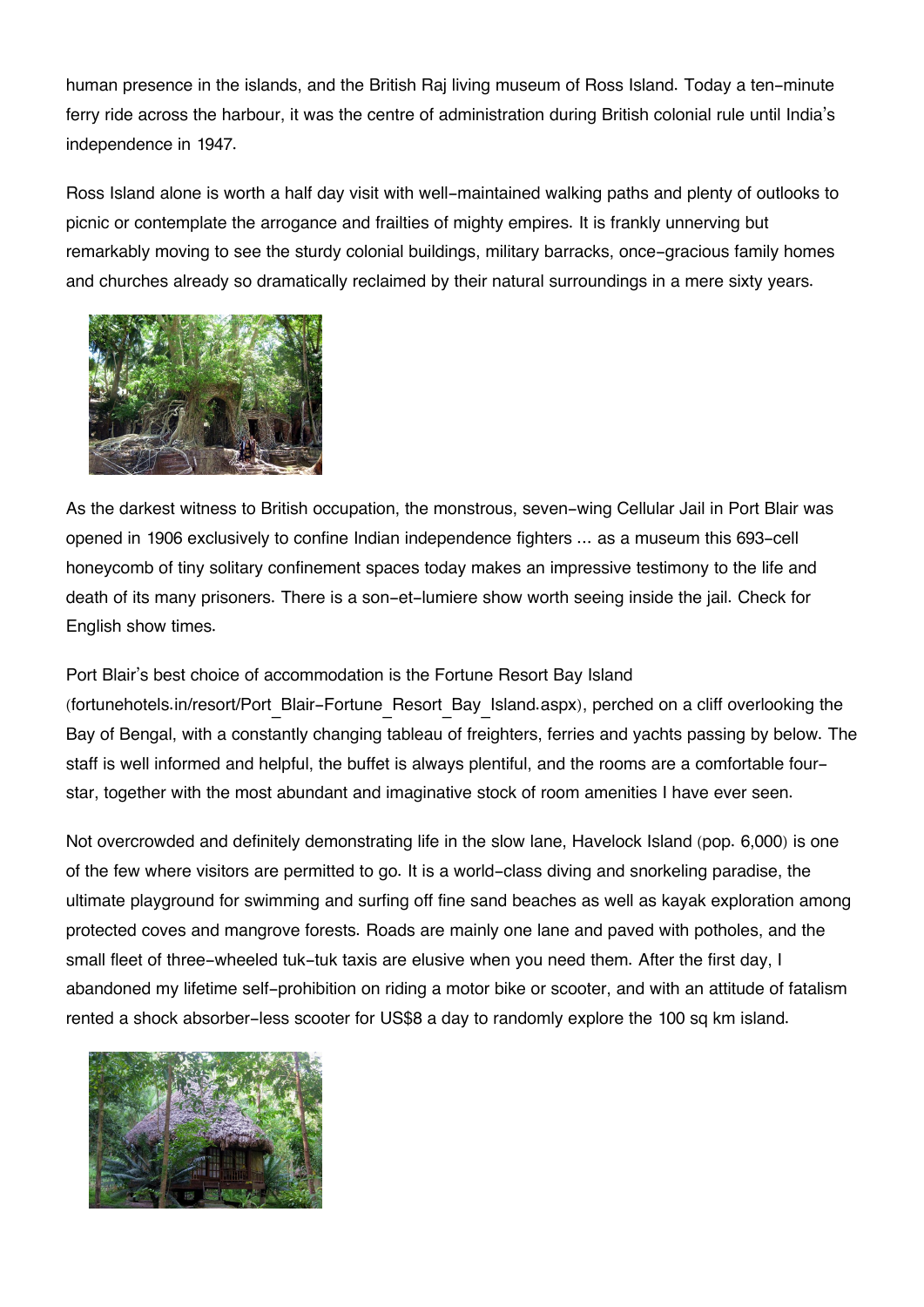human presence in the islands, and the British Raj living museum of Ross Island. Today a ten-minute ferry ride across the harbour, it was the centre of administration during British colonial rule until India's independence in 1947.

Ross Island alone is worth a half day visit with well-maintained walking paths and plenty of outlooks to picnic or contemplate the arrogance and frailties of mighty empires. It is frankly unnerving but remarkably moving to see the sturdy colonial buildings, military barracks, once-gracious family homes and churches already so dramatically reclaimed by their natural surroundings in a mere sixty years.

As the darkest witness to British occupation, the monstrous, seven-wing Cellular Jail in Port Blair was opened in 1906 exclusively to confine Indian independence fighters ... as a museum this 693-cell honeycomb of tiny solitary confinement spaces today makes an impressive testimony to the life and death of its many prisoners. There is a son-et-lumiere show worth seeing inside the jail. Check for English show times.

Port Blair's best choice of accommodation is the Fortune Resort Bay Island (fortunehotels.in/resort/Port_Blair-Fortune_Resort_Bay_Island.aspx), perched on a cliff overlooking the Bay of Bengal, with a constantly changing tableau of freighters, ferries and yachts passing by below. The staff is well informed and helpful, the buffet is always plentiful, and the rooms are a comfortable four-star, together with the most abundant and imaginative stock of room amenities I have ever seen.

Not overcrowded and definitely demonstrating life in the slow lane, Havelock Island (pop. 6,000) is one of the few where visitors are permitted to go. It is a world-class diving and snorkeling paradise, the ultimate playground for swimming and surfing off fine sand beaches as well as kayak exploration among protected coves and mangrove forests. Roads are mainly one lane and paved with potholes, and the small fleet of three-wheeled tuk-tuk taxis are elusive when you need them. After the first day, I abandoned my lifetime self-prohibition on riding a motor bike or scooter, and with an attitude of fatalism rented a shock absorber-less scooter for US$8 a day to randomly explore the 100 sq km island.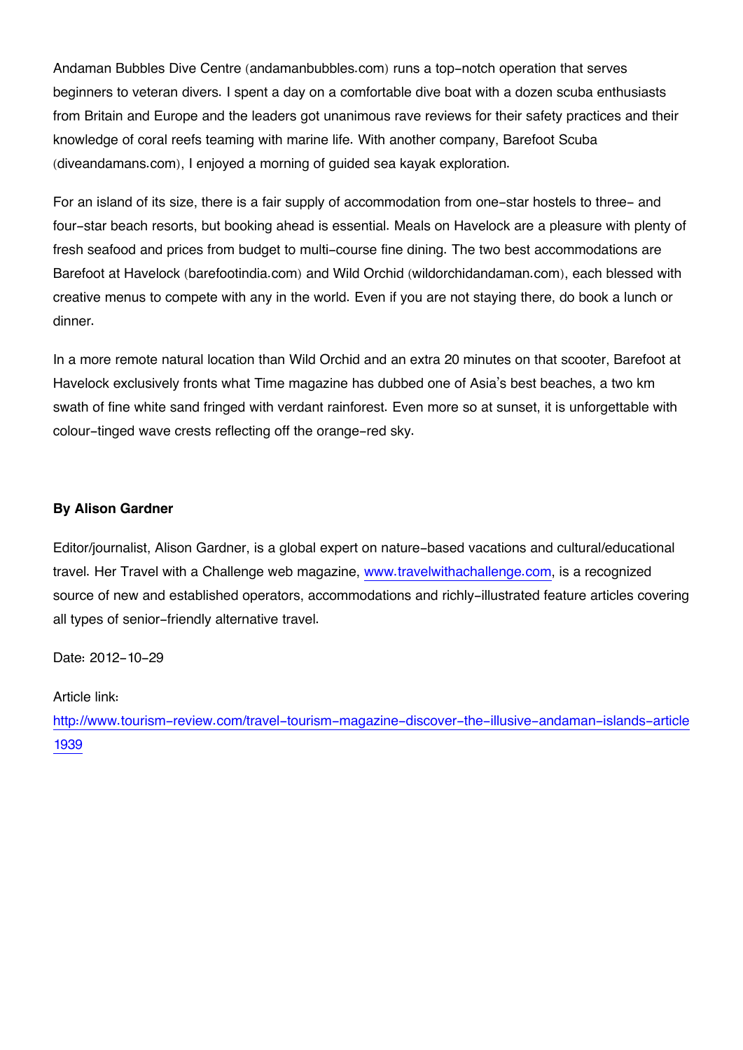Andaman Bubbles Dive Centre (andamanbubbles.com) runs a top-notch operation that serves beginners to veteran divers. I spent a day on a comfortable dive boat with a dozen scuba enthusiasts from Britain and Europe and the leaders got unanimous rave reviews for their safety practices and their knowledge of coral reefs teaming with marine life. With another company, Barefoot Scuba (diveandamans.com), I enjoyed a morning of guided sea kayak exploration.

For an island of its size, there is a fair supply of accommodation from one-star hostels to three- and four-star beach resorts, but booking ahead is essential. Meals on Havelock are a pleasure with plenty of fresh seafood and prices from budget to multi-course fine dining. The two best accommodations are Barefoot at Havelock (barefootindia.com) and Wild Orchid (wildorchidandaman.com), each blessed with creative menus to compete with any in the world. Even if you are not staying there, do book a lunch or dinner.

In a more remote natural location than Wild Orchid and an extra 20 minutes on that scooter, Barefoot at Havelock exclusively fronts what Time magazine has dubbed one of Asia's best beaches, a two km swath of fine white sand fringed with verdant rainforest. Even more so at sunset, it is unforgettable with colour-tinged wave crests reflecting off the orange-red sky.

**By Alison Gardner**

Editor/journalist, Alison Gardner, is a global expert on nature-based vacations and cultural/educational travel. Her Travel with a Challenge web magazine, [www.travelwithachallenge.com](http://www.travelwithachallenge.com), is a recognized source of new and established operators, accommodations and richly-illustrated feature articles covering all types of senior-friendly alternative travel.

Date: 2012-10-29

Article link:
[http://www.tourism-review.com/travel-tourism-magazine-discover-the-illusive-andaman-islands-article1939](http://www.tourism-review.com/travel-tourism-magazine-discover-the-illusive-andaman-islands-article1939)